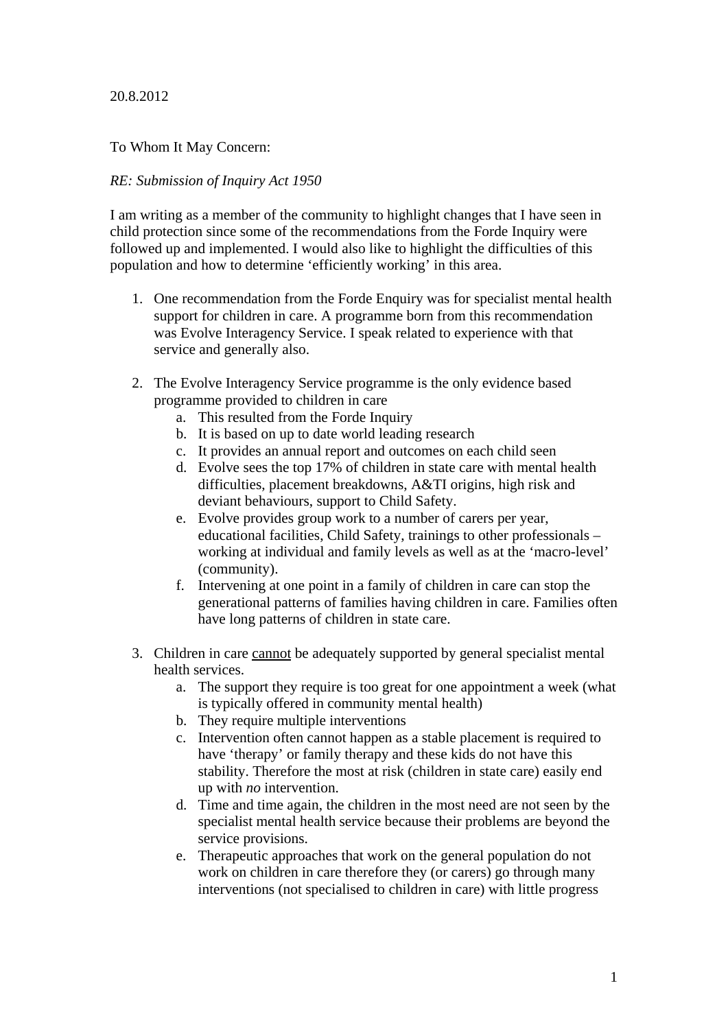20.8.2012

To Whom It May Concern:

*RE: Submission of Inquiry Act 1950*

I am writing as a member of the community to highlight changes that I have seen in child protection since some of the recommendations from the Forde Inquiry were followed up and implemented. I would also like to highlight the difficulties of this population and how to determine 'efficiently working' in this area.

1. One recommendation from the Forde Enquiry was for specialist mental health support for children in care. A programme born from this recommendation was Evolve Interagency Service. I speak related to experience with that service and generally also.

2. The Evolve Interagency Service programme is the only evidence based programme provided to children in care
   a. This resulted from the Forde Inquiry
   b. It is based on up to date world leading research
   c. It provides an annual report and outcomes on each child seen
   d. Evolve sees the top 17% of children in state care with mental health difficulties, placement breakdowns, A&TI origins, high risk and deviant behaviours, support to Child Safety.
   e. Evolve provides group work to a number of carers per year, educational facilities, Child Safety, trainings to other professionals – working at individual and family levels as well as at the 'macro-level' (community).
   f. Intervening at one point in a family of children in care can stop the generational patterns of families having children in care. Families often have long patterns of children in state care.

3. Children in care <u>cannot</u> be adequately supported by general specialist mental health services.
   a. The support they require is too great for one appointment a week (what is typically offered in community mental health)
   b. They require multiple interventions
   c. Intervention often cannot happen as a stable placement is required to have 'therapy' or family therapy and these kids do not have this stability. Therefore the most at risk (children in state care) easily end up with *no* intervention.
   d. Time and time again, the children in the most need are not seen by the specialist mental health service because their problems are beyond the service provisions.
   e. Therapeutic approaches that work on the general population do not work on children in care therefore they (or carers) go through many interventions (not specialised to children in care) with little progress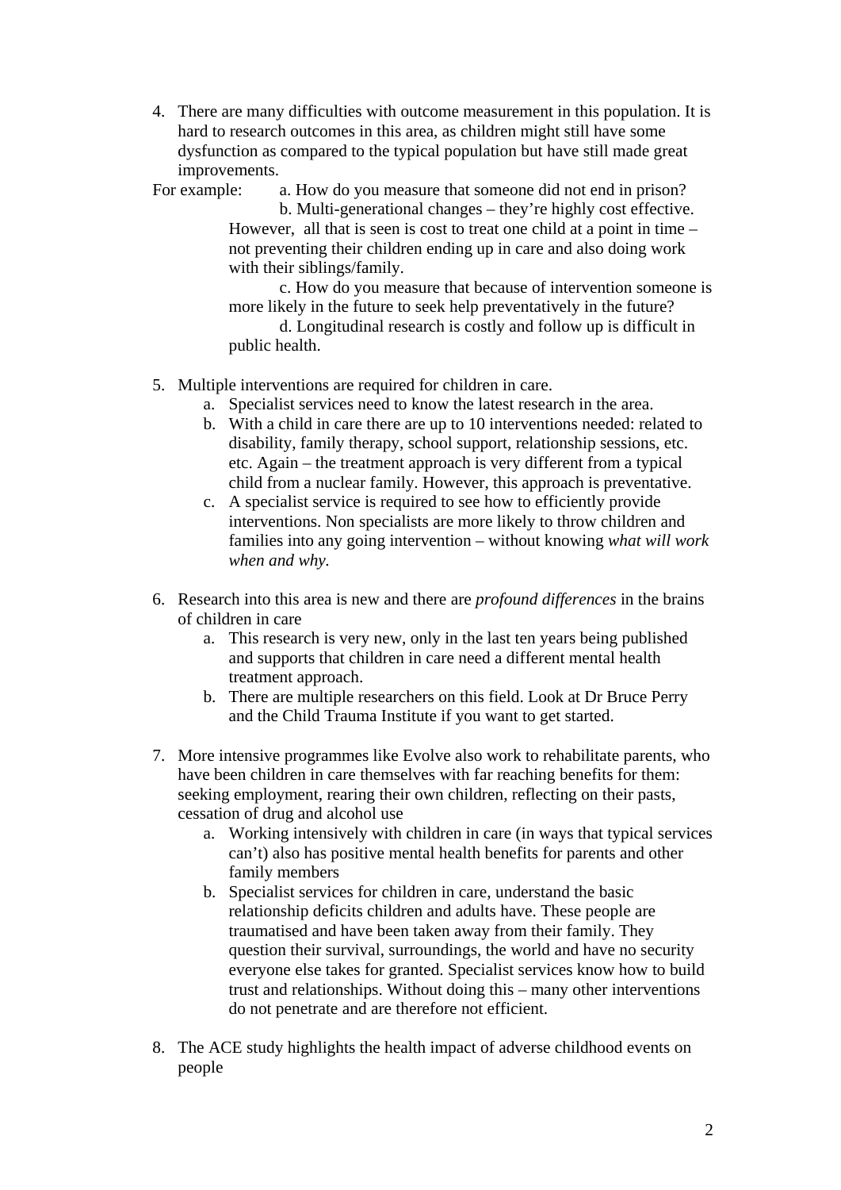4. There are many difficulties with outcome measurement in this population. It is hard to research outcomes in this area, as children might still have some dysfunction as compared to the typical population but have still made great improvements.

For example:

   a. How do you measure that someone did not end in prison?

   b. Multi-generational changes – they're highly cost effective. However, all that is seen is cost to treat one child at a point in time – not preventing their children ending up in care and also doing work with their siblings/family.

   c. How do you measure that because of intervention someone is more likely in the future to seek help preventatively in the future?

   d. Longitudinal research is costly and follow up is difficult in public health.

5. Multiple interventions are required for children in care.
   a. Specialist services need to know the latest research in the area.
   b. With a child in care there are up to 10 interventions needed: related to disability, family therapy, school support, relationship sessions, etc. etc. Again – the treatment approach is very different from a typical child from a nuclear family. However, this approach is preventative.
   c. A specialist service is required to see how to efficiently provide interventions. Non specialists are more likely to throw children and families into any going intervention – without knowing *what will work when and why.*

6. Research into this area is new and there are *profound differences* in the brains of children in care
   a. This research is very new, only in the last ten years being published and supports that children in care need a different mental health treatment approach.
   b. There are multiple researchers on this field. Look at Dr Bruce Perry and the Child Trauma Institute if you want to get started.

7. More intensive programmes like Evolve also work to rehabilitate parents, who have been children in care themselves with far reaching benefits for them: seeking employment, rearing their own children, reflecting on their pasts, cessation of drug and alcohol use
   a. Working intensively with children in care (in ways that typical services can't) also has positive mental health benefits for parents and other family members
   b. Specialist services for children in care, understand the basic relationship deficits children and adults have. These people are traumatised and have been taken away from their family. They question their survival, surroundings, the world and have no security everyone else takes for granted. Specialist services know how to build trust and relationships. Without doing this – many other interventions do not penetrate and are therefore not efficient.

8. The ACE study highlights the health impact of adverse childhood events on people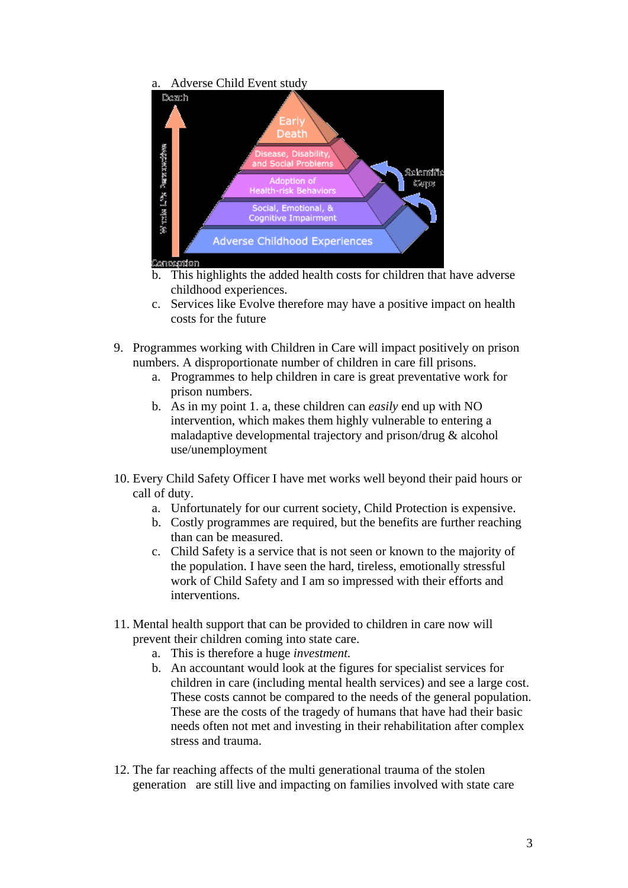a. Adverse Child Event study

   b. This highlights the added health costs for children that have adverse childhood experiences.
   c. Services like Evolve therefore may have a positive impact on health costs for the future

9. Programmes working with Children in Care will impact positively on prison numbers. A disproportionate number of children in care fill prisons.
   a. Programmes to help children in care is great preventative work for prison numbers.
   b. As in my point 1. a, these children can *easily* end up with NO intervention, which makes them highly vulnerable to entering a maladaptive developmental trajectory and prison/drug & alcohol use/unemployment

10. Every Child Safety Officer I have met works well beyond their paid hours or call of duty.
    a. Unfortunately for our current society, Child Protection is expensive.
    b. Costly programmes are required, but the benefits are further reaching than can be measured.
    c. Child Safety is a service that is not seen or known to the majority of the population. I have seen the hard, tireless, emotionally stressful work of Child Safety and I am so impressed with their efforts and interventions.

11. Mental health support that can be provided to children in care now will prevent their children coming into state care.
    a. This is therefore a huge *investment.*
    b. An accountant would look at the figures for specialist services for children in care (including mental health services) and see a large cost. These costs cannot be compared to the needs of the general population. These are the costs of the tragedy of humans that have had their basic needs often not met and investing in their rehabilitation after complex stress and trauma.

12. The far reaching affects of the multi generational trauma of the stolen generation are still live and impacting on families involved with state care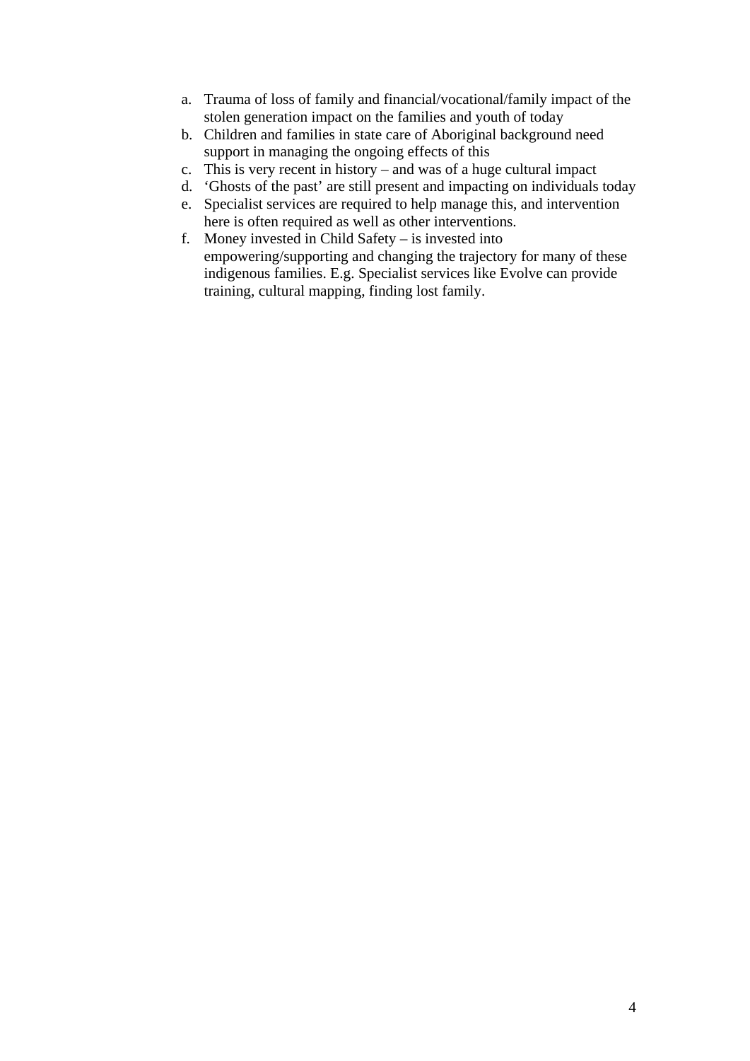a. Trauma of loss of family and financial/vocational/family impact of the stolen generation impact on the families and youth of today
b. Children and families in state care of Aboriginal background need support in managing the ongoing effects of this
c. This is very recent in history – and was of a huge cultural impact
d. 'Ghosts of the past' are still present and impacting on individuals today
e. Specialist services are required to help manage this, and intervention here is often required as well as other interventions.
f. Money invested in Child Safety – is invested into empowering/supporting and changing the trajectory for many of these indigenous families. E.g. Specialist services like Evolve can provide training, cultural mapping, finding lost family.